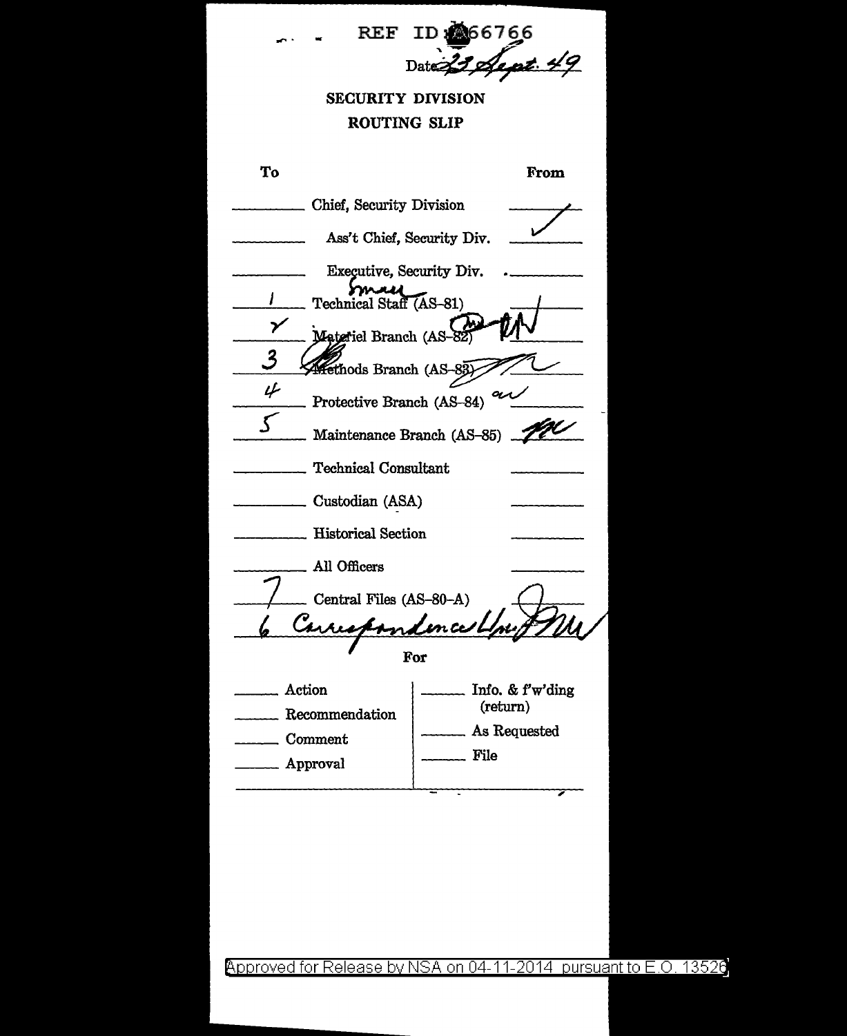REF ID:A66766

Date 23 Sept. 49

**SECURITY DIVISION**

**ROUTING SLIP**

| To | | From |
|---|---|---|
| | Chief, Security Division | |
| | Ass't Chief, Security Div. | ✓ |
| | Executive, Security Div. | |
| 1 | Technical Staff (AS-81) Small | |
| 2 | Materiel Branch (AS-82) | |
| 3 | Methods Branch (AS-83) | |
| 4 | Protective Branch (AS-84) | |
| 5 | Maintenance Branch (AS-85) | |
| | Technical Consultant | |
| | Custodian (ASA) | |
| | Historical Section | |
| | All Officers | |
| 7 | Central Files (AS-80-A) | |
| 6 | Correspondence Unit | |

**For**

| | |
|---|---|
| ____ Action | ____ Info. & f'w'ding (return) |
| ____ Recommendation | ____ As Requested |
| ____ Comment | ____ File |
| ____ Approval | |

Approved for Release by NSA on 04-11-2014 pursuant to E.O. 13526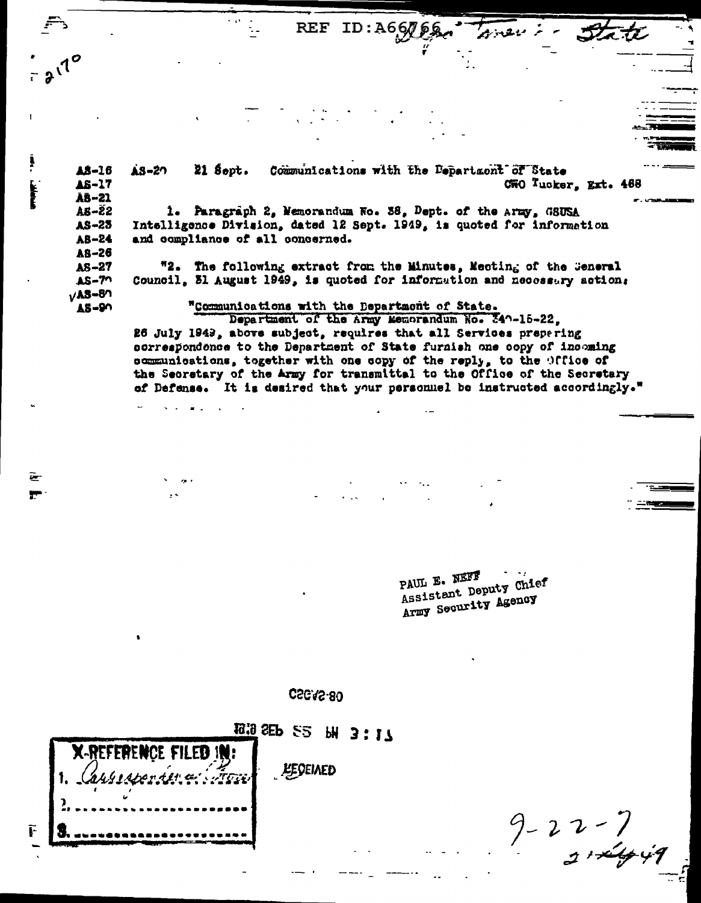REF ID:A66766

AS-16
AS-17
AS-21
AS-22
AS-23
AS-24
AS-26
AS-27
AS-70
✓AS-80
AS-90

AS-20 21 Sept. Communications with the Department of State
CWO Tucker, Ext. 468

1. Paragraph 2, Memorandum No. 38, Dept. of the Army, GSUSA Intelligence Division, dated 12 Sept. 1949, is quoted for information and compliance of all concerned.

"2. The following extract from the Minutes, Meeting of the General Council, 31 August 1949, is quoted for information and necessary action:

"Communications with the Department of State.
Department of the Army Memorandum No. 340-15-22, 26 July 1949, above subject, requires that all Services preparing correspondence to the Department of State furnish one copy of incoming communications, together with one copy of the reply, to the Office of the Secretary of the Army for transmittal to the Office of the Secretary of Defense. It is desired that your personnel be instructed accordingly."

PAUL E. NEFF
Assistant Deputy Chief
Army Security Agency

C2C42-80

RECEIVED
1949 SEP 22 PM 3:17

X-REFERENCE FILED IN:
1. Correspondence
2. ....................
3. ....................

9-22-7
21 Sept 49